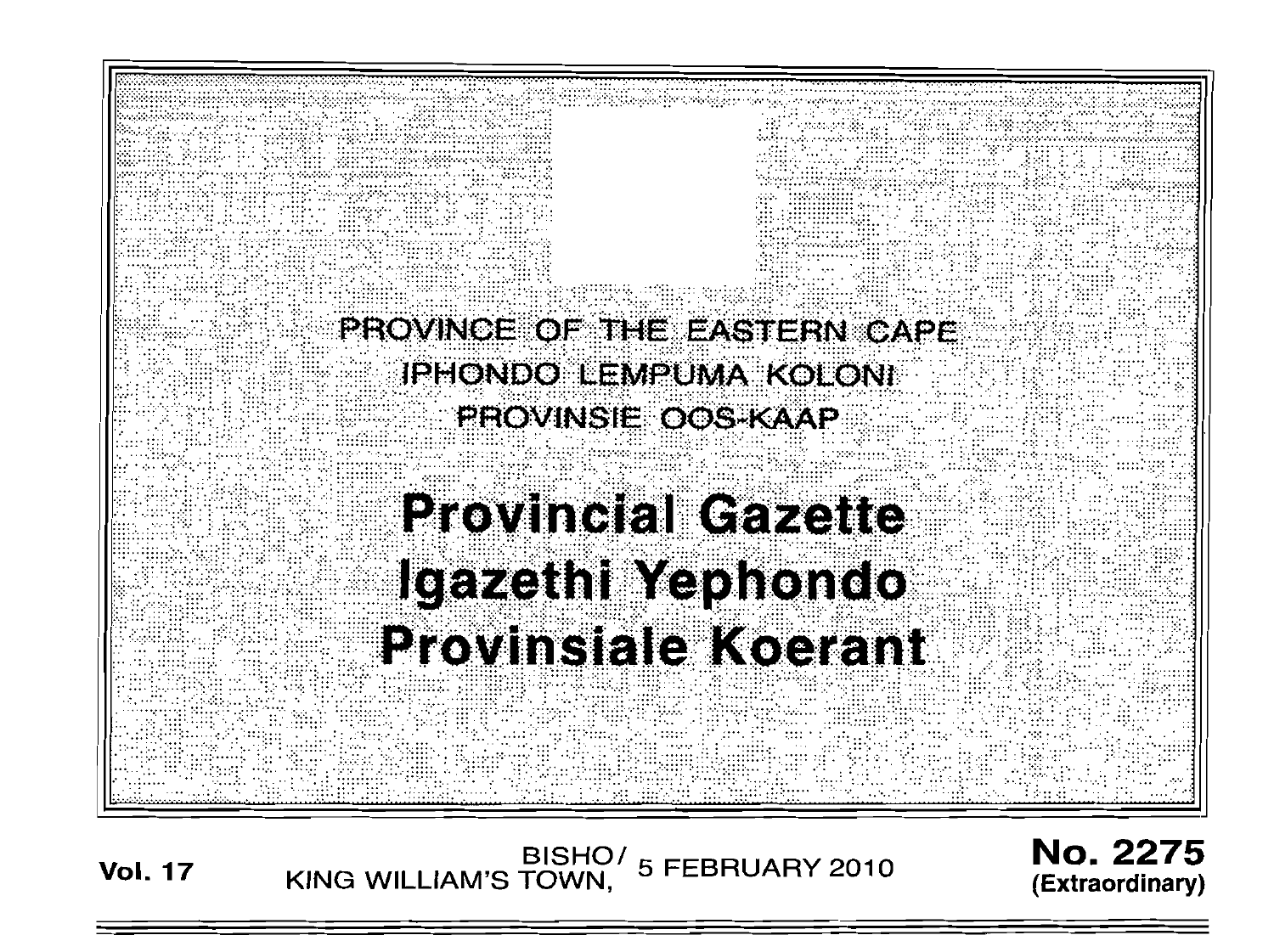PROVINCE OF THE EASTERN CAPE

IPHONDO LEMPUMA KOLONI

PROVINSIE OOS-KAAP

# Provincial Gazette
# Igazethi Yephondo
# Provinsiale Koerant

**Vol. 17** BISHO/ KING WILLIAM'S TOWN, 5 FEBRUARY 2010 **No. 2275 (Extraordinary)**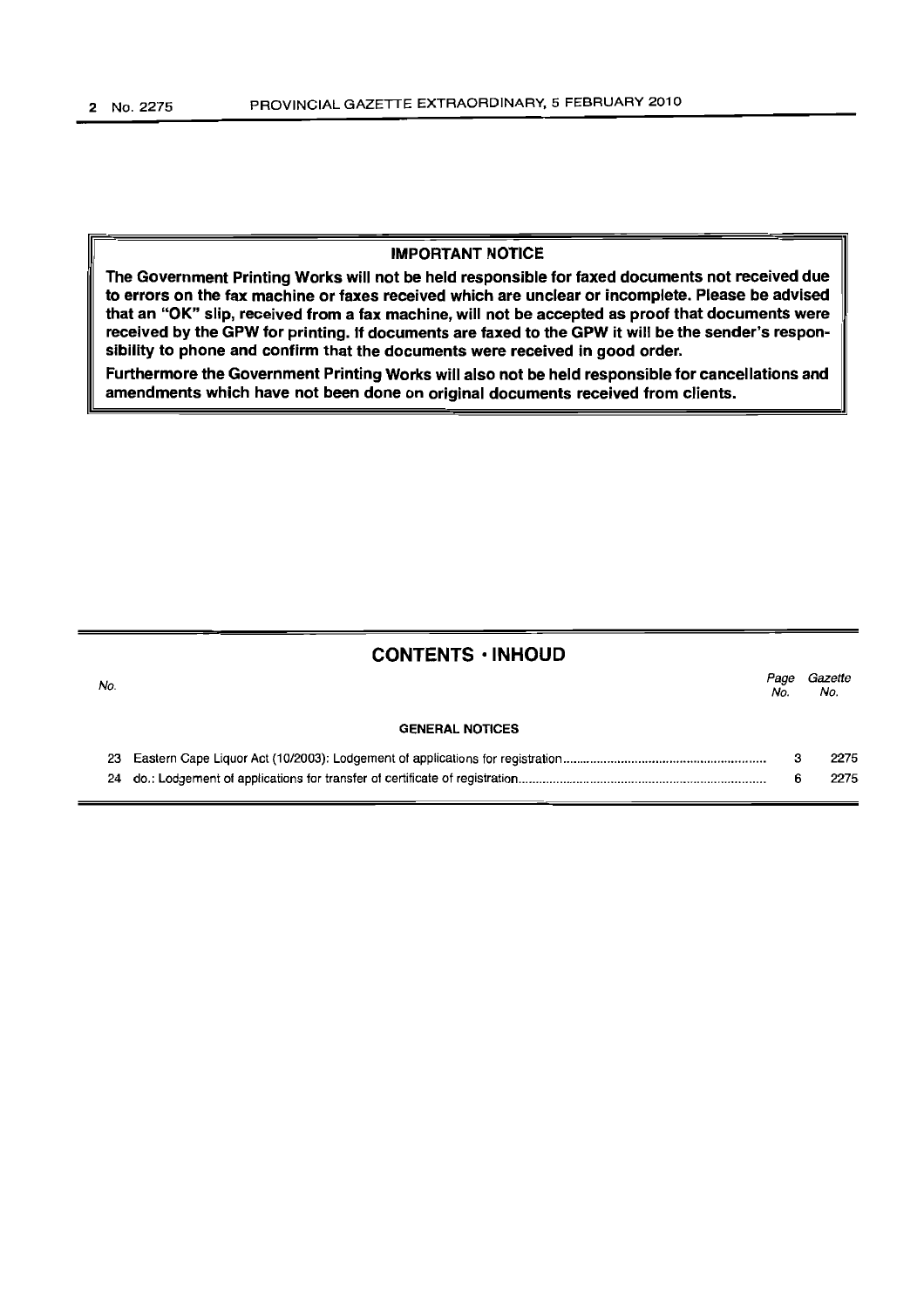**IMPORTANT NOTICE**

**The Government Printing Works will not be held responsible for faxed documents not received due to errors on the fax machine or faxes received which are unclear or incomplete. Please be advised that an "OK" slip, received from a fax machine, will not be accepted as proof that documents were received by the GPW for printing. If documents are faxed to the GPW it will be the sender's responsibility to phone and confirm that the documents were received in good order.**

**Furthermore the Government Printing Works will also not be held responsible for cancellations and amendments which have not been done on original documents received from clients.**

## CONTENTS · INHOUD

| No. | | Page No. | Gazette No. |
|---|---|---|---|
| | **GENERAL NOTICES** | | |
| 23 | Eastern Cape Liquor Act (10/2003): Lodgement of applications for registration | 3 | 2275 |
| 24 | do.: Lodgement of applications for transfer of certificate of registration | 6 | 2275 |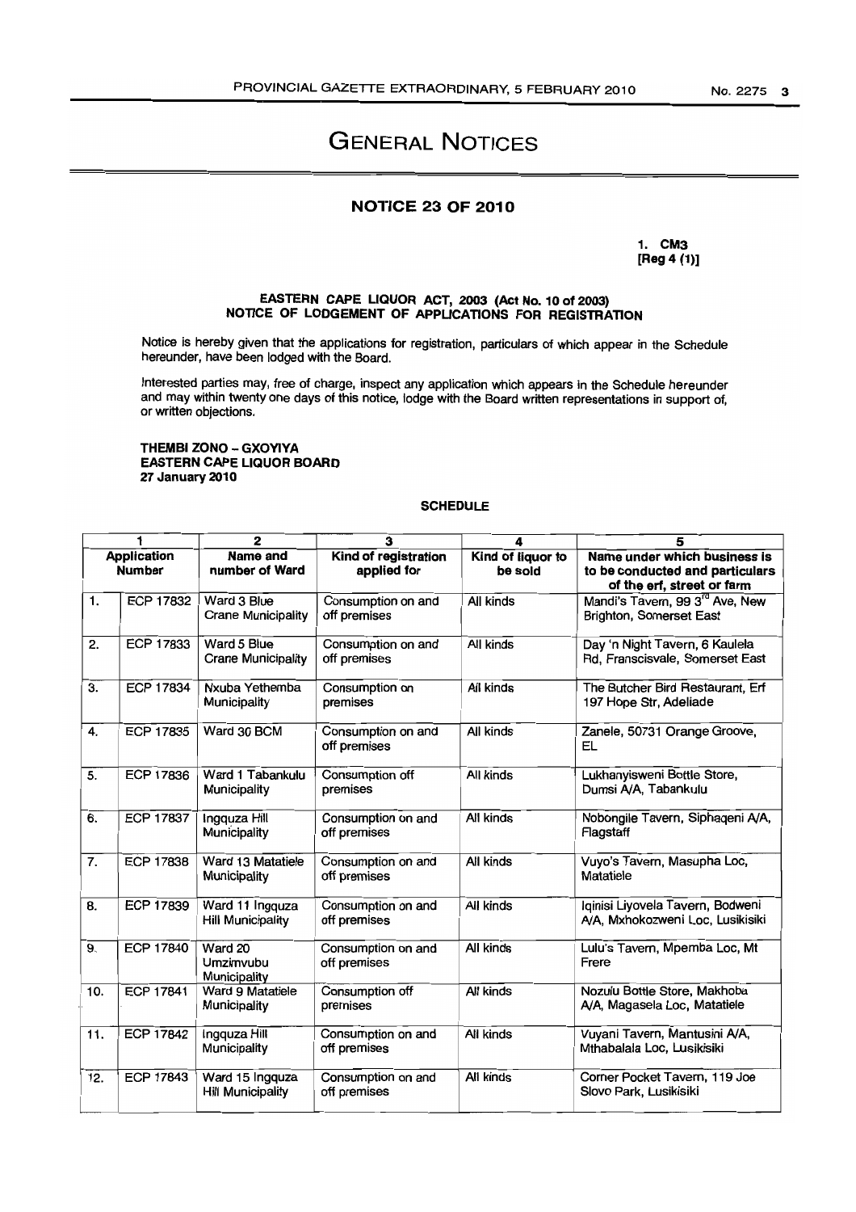# GENERAL NOTICES

## NOTICE 23 OF 2010

**1. CM3**
**[Reg 4 (1)]**

**EASTERN CAPE LIQUOR ACT, 2003 (Act No. 10 of 2003)**
**NOTICE OF LODGEMENT OF APPLICATIONS FOR REGISTRATION**

Notice is hereby given that the applications for registration, particulars of which appear in the Schedule hereunder, have been lodged with the Board.

Interested parties may, free of charge, inspect any application which appears in the Schedule hereunder and may within twenty one days of this notice, lodge with the Board written representations in support of, or written objections.

**THEMBI ZONO – GXOYIYA**
**EASTERN CAPE LIQUOR BOARD**
**27 January 2010**

**SCHEDULE**

| 1 | | 2 | 3 | 4 | 5 |
|---|---|---|---|---|---|
| **Application Number** | | **Name and number of Ward** | **Kind of registration applied for** | **Kind of liquor to be sold** | **Name under which business is to be conducted and particulars of the erf, street or farm** |
| 1. | ECP 17832 | Ward 3 Blue Crane Municipality | Consumption on and off premises | All kinds | Mandi's Tavern, 99 3rd Ave, New Brighton, Somerset East |
| 2. | ECP 17833 | Ward 5 Blue Crane Municipality | Consumption on and off premises | All kinds | Day 'n Night Tavern, 6 Kaulela Rd, Franscisvale, Somerset East |
| 3. | ECP 17834 | Nxuba Yethemba Municipality | Consumption on premises | All kinds | The Butcher Bird Restaurant, Erf 197 Hope Str, Adeliade |
| 4. | ECP 17835 | Ward 30 BCM | Consumption on and off premises | All kinds | Zanele, 50731 Orange Groove, EL |
| 5. | ECP 17836 | Ward 1 Tabankulu Municipality | Consumption off premises | All kinds | Lukhanyisweni Bottle Store, Dumsi A/A, Tabankulu |
| 6. | ECP 17837 | Ingquza Hill Municipality | Consumption on and off premises | All kinds | Nobongile Tavern, Siphaqeni A/A, Flagstaff |
| 7. | ECP 17838 | Ward 13 Matatiele Municipality | Consumption on and off premises | All kinds | Vuyo's Tavern, Masupha Loc, Matatiele |
| 8. | ECP 17839 | Ward 11 Ingquza Hill Municipality | Consumption on and off premises | All kinds | Iqinisi Liyovela Tavern, Bodweni A/A, Mxhokozweni Loc, Lusikisiki |
| 9. | ECP 17840 | Ward 20 Umzimvubu Municipality | Consumption on and off premises | All kinds | Lulu's Tavern, Mpemba Loc, Mt Frere |
| 10. | ECP 17841 | Ward 9 Matatiele Municipality | Consumption off premises | All kinds | Nozulu Bottle Store, Makhoba A/A, Magasela Loc, Matatiele |
| 11. | ECP 17842 | Ingquza Hill Municipality | Consumption on and off premises | All kinds | Vuyani Tavern, Mantusini A/A, Mthabalala Loc, Lusikisiki |
| 12. | ECP 17843 | Ward 15 Ingquza Hill Municipality | Consumption on and off premises | All kinds | Corner Pocket Tavern, 119 Joe Slovo Park, Lusikisiki |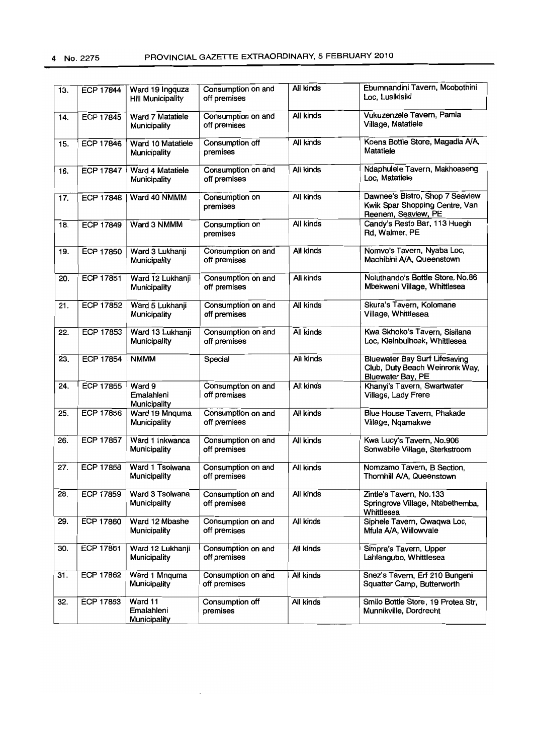| 13. | ECP 17844 | Ward 19 Ingquza Hill Municipality | Consumption on and off premises | All kinds | Ebumnandini Tavern, Mcobothini Loc, Lusikisiki |
|---|---|---|---|---|---|
| 14. | ECP 17845 | Ward 7 Matatiele Municipality | Consumption on and off premises | All kinds | Vukuzenzele Tavern, Pamla Village, Matatiele |
| 15. | ECP 17846 | Ward 10 Matatiele Municipality | Consumption off premises | All kinds | Koena Bottle Store, Magadla A/A, Matatiele |
| 16. | ECP 17847 | Ward 4 Matatiele Municipality | Consumption on and off premises | All kinds | Ndaphulele Tavern, Makhoaseng Loc, Matatiele |
| 17. | ECP 17848 | Ward 40 NMMM | Consumption on premises | All kinds | Dawnee's Bistro, Shop 7 Seaview Kwik Spar Shopping Centre, Van Reenem, Seaview, PE |
| 18. | ECP 17849 | Ward 3 NMMM | Consumption on premises | All kinds | Candy's Resto Bar, 113 Huegh Rd, Walmer, PE |
| 19. | ECP 17850 | Ward 3 Lukhanji Municipality | Consumption on and off premises | All kinds | Nomvo's Tavern, Nyaba Loc, Machibini A/A, Queenstown |
| 20. | ECP 17851 | Ward 12 Lukhanji Municipality | Consumption on and off premises | All kinds | Noluthando's Bottle Store, No.86 Mbekweni Village, Whittlesea |
| 21. | ECP 17852 | Ward 5 Lukhanji Municipality | Consumption on and off premises | All kinds | Skura's Tavern, Kolomane Village, Whittlesea |
| 22. | ECP 17853 | Ward 13 Lukhanji Municipality | Consumption on and off premises | All kinds | Kwa Skhoko's Tavern, Sisilana Loc, Kleinbulhoek, Whittlesea |
| 23. | ECP 17854 | NMMM | Special | All kinds | Bluewater Bay Surf Lifesaving Club, Duty Beach Weinronk Way, Bluewater Bay, PE |
| 24. | ECP 17855 | Ward 9 Emalahleni Municipality | Consumption on and off premises | All kinds | Khanyi's Tavern, Swartwater Village, Lady Frere |
| 25. | ECP 17856 | Ward 19 Mnquma Municipality | Consumption on and off premises | All kinds | Blue House Tavern, Phakade Village, Nqamakwe |
| 26. | ECP 17857 | Ward 1 Inkwanca Municipality | Consumption on and off premises | All kinds | Kwa Lucy's Tavern, No.906 Sonwabile Village, Sterkstroom |
| 27. | ECP 17858 | Ward 1 Tsolwana Municipality | Consumption on and off premises | All kinds | Nomzamo Tavern, B Section, Thornhill A/A, Queenstown |
| 28. | ECP 17859 | Ward 3 Tsolwana Municipality | Consumption on and off premises | All kinds | Zintle's Tavern, No.133 Springrove Village, Ntabethemba, Whittlesea |
| 29. | ECP 17860 | Ward 12 Mbashe Municipality | Consumption on and off premises | All kinds | Siphele Tavern, Qwaqwa Loc, Mfula A/A, Willowvale |
| 30. | ECP 17861 | Ward 12 Lukhanji Municipality | Consumption on and off premises | All kinds | Simpra's Tavern, Upper Lahlangubo, Whittlesea |
| 31. | ECP 17862 | Ward 1 Mnquma Municipality | Consumption on and off premises | All kinds | Snez's Tavern, Erf 210 Bungeni Squatter Camp, Butterworth |
| 32. | ECP 17863 | Ward 11 Emalahleni Municipality | Consumption off premises | All kinds | Smilo Bottle Store, 19 Protea Str, Munnikville, Dordrecht |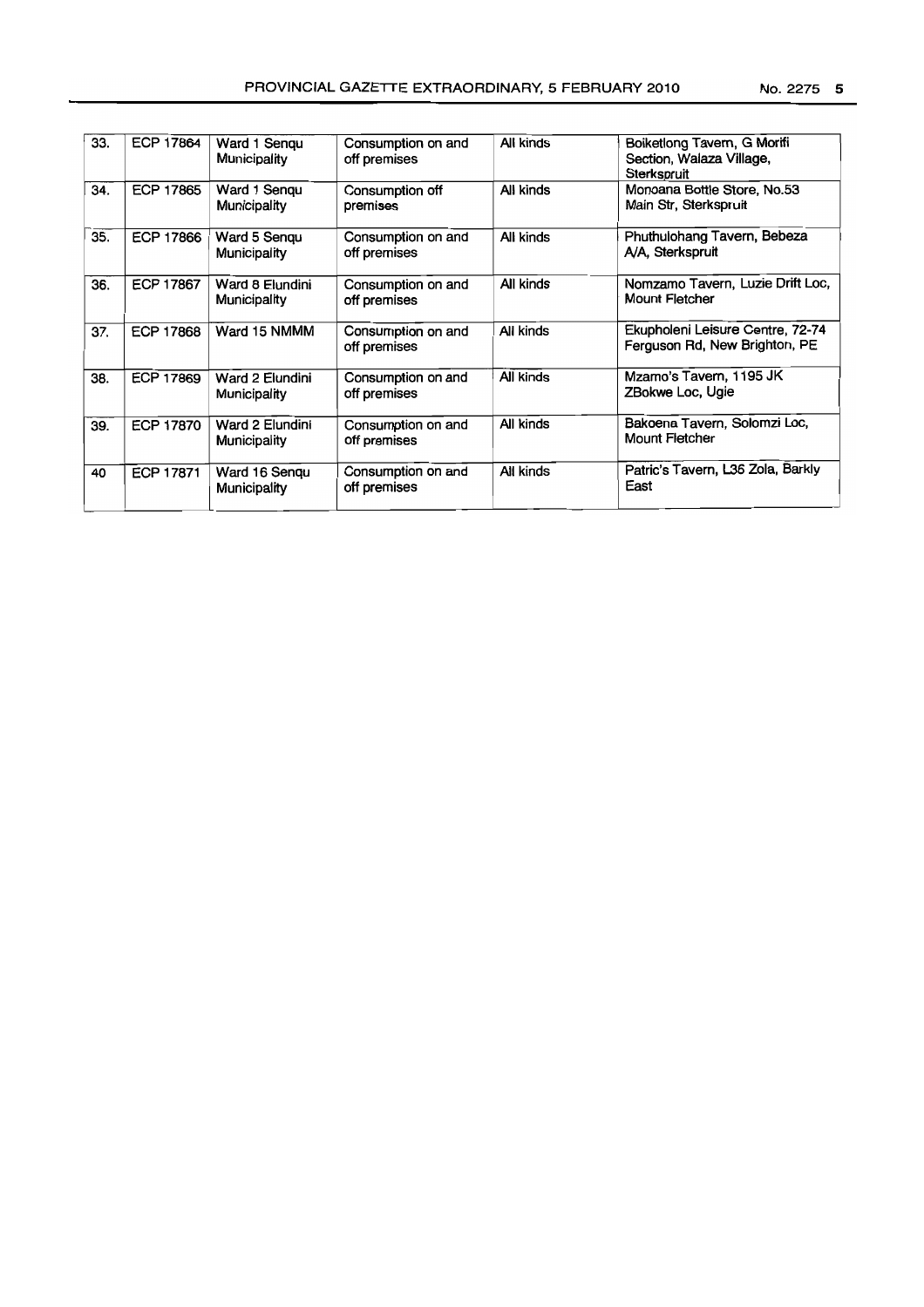| 33. | ECP 17864 | Ward 1 Senqu Municipality | Consumption on and off premises | All kinds | Boiketlong Tavern, G Morifi Section, Walaza Village, Sterkspruit |
|---|---|---|---|---|---|
| 34. | ECP 17865 | Ward 1 Senqu Municipality | Consumption off premises | All kinds | Monoana Bottle Store, No.53 Main Str, Sterkspruit |
| 35. | ECP 17866 | Ward 5 Senqu Municipality | Consumption on and off premises | All kinds | Phuthulohang Tavern, Bebeza A/A, Sterkspruit |
| 36. | ECP 17867 | Ward 8 Elundini Municipality | Consumption on and off premises | All kinds | Nomzamo Tavern, Luzie Drift Loc, Mount Fletcher |
| 37. | ECP 17868 | Ward 15 NMMM | Consumption on and off premises | All kinds | Ekupholeni Leisure Centre, 72-74 Ferguson Rd, New Brighton, PE |
| 38. | ECP 17869 | Ward 2 Elundini Municipality | Consumption on and off premises | All kinds | Mzamo's Tavern, 1195 JK ZBokwe Loc, Ugie |
| 39. | ECP 17870 | Ward 2 Elundini Municipality | Consumption on and off premises | All kinds | Bakoena Tavern, Solomzi Loc, Mount Fletcher |
| 40 | ECP 17871 | Ward 16 Senqu Municipality | Consumption on and off premises | All kinds | Patric's Tavern, L36 Zola, Barkly East |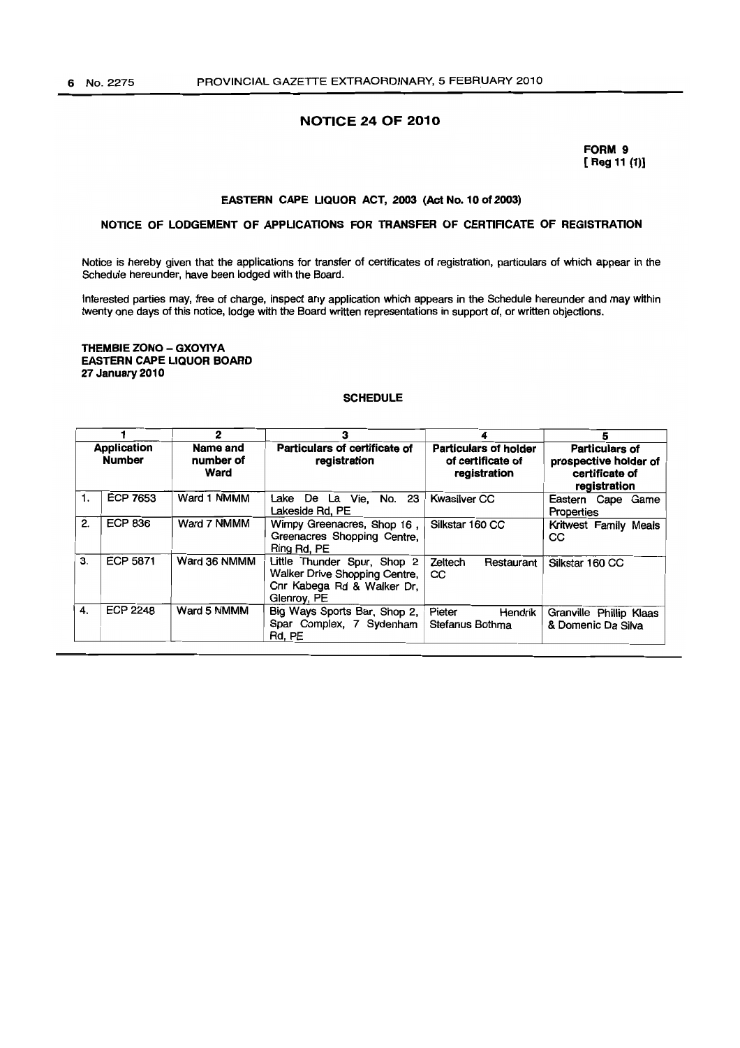## NOTICE 24 OF 2010

**FORM 9**
**[ Reg 11 (1)]**

### EASTERN CAPE LIQUOR ACT, 2003 (Act No. 10 of 2003)

### NOTICE OF LODGEMENT OF APPLICATIONS FOR TRANSFER OF CERTIFICATE OF REGISTRATION

Notice is hereby given that the applications for transfer of certificates of registration, particulars of which appear in the Schedule hereunder, have been lodged with the Board.

Interested parties may, free of charge, inspect any application which appears in the Schedule hereunder and may within twenty one days of this notice, lodge with the Board written representations in support of, or written objections.

**THEMBIE ZONO – GXOYIYA**
**EASTERN CAPE LIQUOR BOARD**
**27 January 2010**

### SCHEDULE

| 1 | | 2 | 3 | 4 | 5 |
|---|---|---|---|---|---|
| **Application Number** | | **Name and number of Ward** | **Particulars of certificate of registration** | **Particulars of holder of certificate of registration** | **Particulars of prospective holder of certificate of registration** |
| 1. | ECP 7653 | Ward 1 NMMM | Lake De La Vie, No. 23 Lakeside Rd, PE | Kwasilver CC | Eastern Cape Game Properties |
| 2. | ECP 836 | Ward 7 NMMM | Wimpy Greenacres, Shop 16, Greenacres Shopping Centre, Ring Rd, PE | Silkstar 160 CC | Kritwest Family Meals CC |
| 3. | ECP 5871 | Ward 36 NMMM | Little Thunder Spur, Shop 2 Walker Drive Shopping Centre, Cnr Kabega Rd & Walker Dr, Glenroy, PE | Zeltech Restaurant CC | Silkstar 160 CC |
| 4. | ECP 2248 | Ward 5 NMMM | Big Ways Sports Bar, Shop 2, Spar Complex, 7 Sydenham Rd, PE | Pieter Hendrik Stefanus Bothma | Granville Phillip Klaas & Domenic Da Silva |